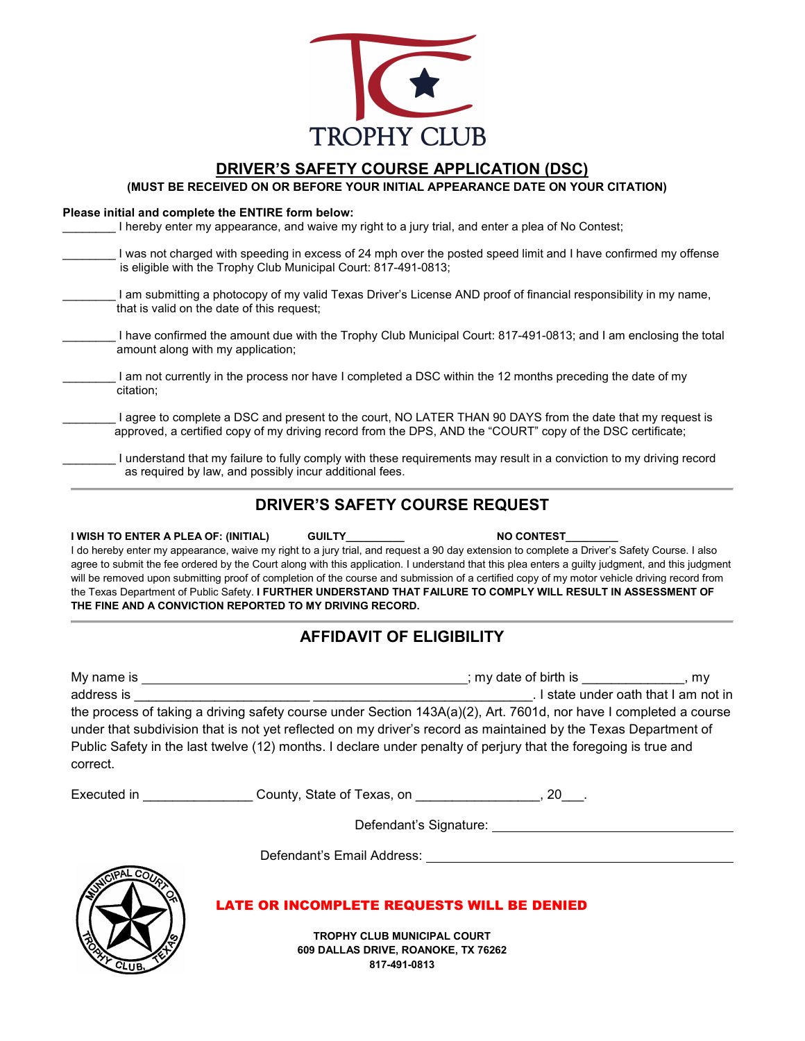TROPHY CLUB

# DRIVER'S SAFETY COURSE APPLICATION (DSC)

**(MUST BE RECEIVED ON OR BEFORE YOUR INITIAL APPEARANCE DATE ON YOUR CITATION)**

**Please initial and complete the ENTIRE form below:**

________ I hereby enter my appearance, and waive my right to a jury trial, and enter a plea of No Contest;

________ I was not charged with speeding in excess of 24 mph over the posted speed limit and I have confirmed my offense is eligible with the Trophy Club Municipal Court: 817-491-0813;

________ I am submitting a photocopy of my valid Texas Driver's License AND proof of financial responsibility in my name, that is valid on the date of this request;

________ I have confirmed the amount due with the Trophy Club Municipal Court: 817-491-0813; and I am enclosing the total amount along with my application;

________ I am not currently in the process nor have I completed a DSC within the 12 months preceding the date of my citation;

________ I agree to complete a DSC and present to the court, NO LATER THAN 90 DAYS from the date that my request is approved, a certified copy of my driving record from the DPS, AND the "COURT" copy of the DSC certificate;

________ I understand that my failure to fully comply with these requirements may result in a conviction to my driving record as required by law, and possibly incur additional fees.

## DRIVER'S SAFETY COURSE REQUEST

**I WISH TO ENTER A PLEA OF: (INITIAL)** **GUILTY_________** **NO CONTEST________**

I do hereby enter my appearance, waive my right to a jury trial, and request a 90 day extension to complete a Driver's Safety Course. I also agree to submit the fee ordered by the Court along with this application. I understand that this plea enters a guilty judgment, and this judgment will be removed upon submitting proof of completion of the course and submission of a certified copy of my motor vehicle driving record from the Texas Department of Public Safety. **I FURTHER UNDERSTAND THAT FAILURE TO COMPLY WILL RESULT IN ASSESSMENT OF THE FINE AND A CONVICTION REPORTED TO MY DRIVING RECORD.**

## AFFIDAVIT OF ELIGIBILITY

My name is ______________________________________________; my date of birth is ______________, my address is ________________________ ______________________________. I state under oath that I am not in the process of taking a driving safety course under Section 143A(a)(2), Art. 7601d, nor have I completed a course under that subdivision that is not yet reflected on my driver's record as maintained by the Texas Department of Public Safety in the last twelve (12) months. I declare under penalty of perjury that the foregoing is true and correct.

Executed in _______________ County, State of Texas, on _________________, 20___.

Defendant's Signature: ___________________________________

Defendant's Email Address: ___________________________________

MUNICIPAL COURT OF TROPHY CLUB, TEXAS

**LATE OR INCOMPLETE REQUESTS WILL BE DENIED**

**TROPHY CLUB MUNICIPAL COURT**
**609 DALLAS DRIVE, ROANOKE, TX 76262**
**817-491-0813**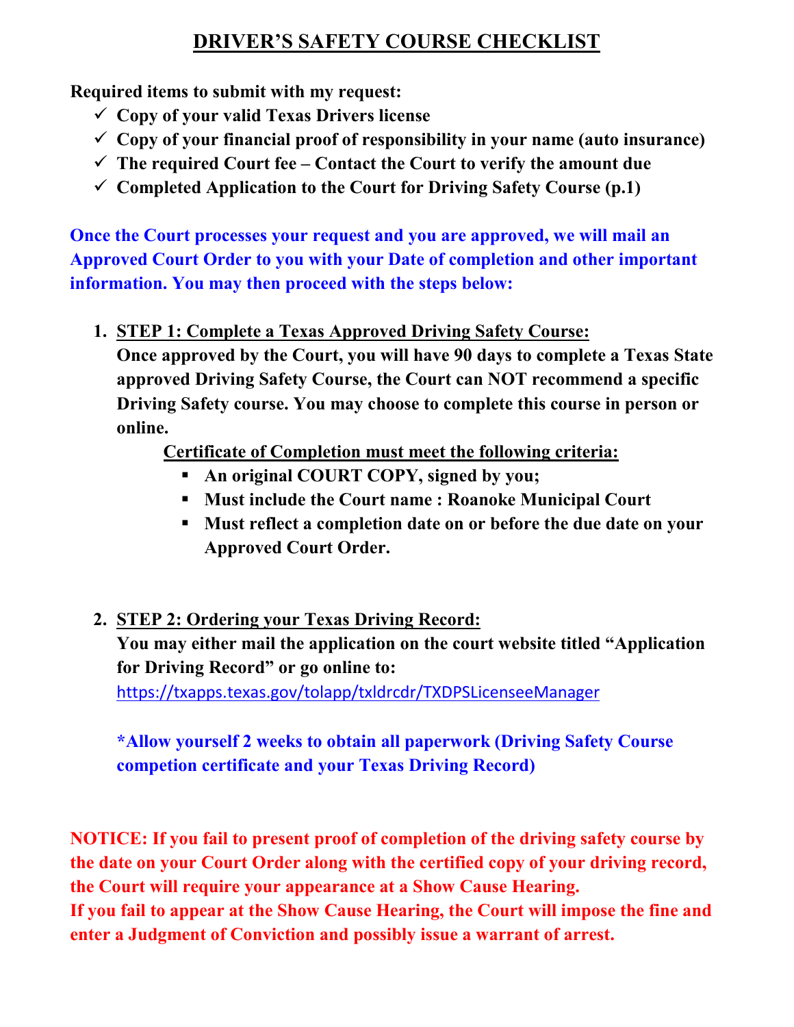# DRIVER'S SAFETY COURSE CHECKLIST

**Required items to submit with my request:**

- ✓ **Copy of your valid Texas Drivers license**
- ✓ **Copy of your financial proof of responsibility in your name (auto insurance)**
- ✓ **The required Court fee – Contact the Court to verify the amount due**
- ✓ **Completed Application to the Court for Driving Safety Course (p.1)**

**Once the Court processes your request and you are approved, we will mail an Approved Court Order to you with your Date of completion and other important information. You may then proceed with the steps below:**

1. **STEP 1: Complete a Texas Approved Driving Safety Course:**
   **Once approved by the Court, you will have 90 days to complete a Texas State approved Driving Safety Course, the Court can NOT recommend a specific Driving Safety course. You may choose to complete this course in person or online.**

   **Certificate of Completion must meet the following criteria:**
   - **An original COURT COPY, signed by you;**
   - **Must include the Court name : Roanoke Municipal Court**
   - **Must reflect a completion date on or before the due date on your Approved Court Order.**

2. **STEP 2: Ordering your Texas Driving Record:**
   **You may either mail the application on the court website titled "Application for Driving Record" or go online to:**
   https://txapps.texas.gov/tolapp/txldrcdr/TXDPSLicenseeManager

   ***Allow yourself 2 weeks to obtain all paperwork (Driving Safety Course competion certificate and your Texas Driving Record)**

**NOTICE: If you fail to present proof of completion of the driving safety course by the date on your Court Order along with the certified copy of your driving record, the Court will require your appearance at a Show Cause Hearing.**
**If you fail to appear at the Show Cause Hearing, the Court will impose the fine and enter a Judgment of Conviction and possibly issue a warrant of arrest.**